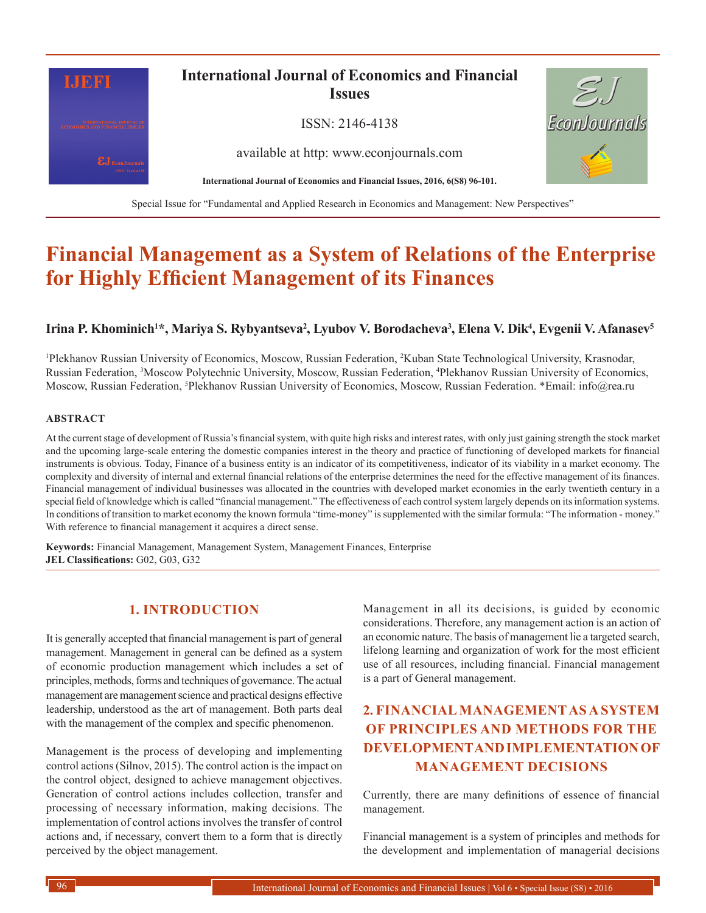# Financial Management as a System of Relations of the Enterprise for Highly Efficient Management of its Finances

**Irina P. Khominich[1]*, Mariya S. Rybyantseva[2], Lyubov V. Borodacheva[3], Elena V. Dik[4], Evgenii V. Afanasev[5]**

[1]Plekhanov Russian University of Economics, Moscow, Russian Federation, [2]Kuban State Technological University, Krasnodar, Russian Federation, [3]Moscow Polytechnic University, Moscow, Russian Federation, [4]Plekhanov Russian University of Economics, Moscow, Russian Federation, [5]Plekhanov Russian University of Economics, Moscow, Russian Federation. *Email: info@rea.ru

**ABSTRACT**

At the current stage of development of Russia's financial system, with quite high risks and interest rates, with only just gaining strength the stock market and the upcoming large-scale entering the domestic companies interest in the theory and practice of functioning of developed markets for financial instruments is obvious. Today, Finance of a business entity is an indicator of its competitiveness, indicator of its viability in a market economy. The complexity and diversity of internal and external financial relations of the enterprise determines the need for the effective management of its finances. Financial management of individual businesses was allocated in the countries with developed market economies in the early twentieth century in a special field of knowledge which is called "financial management." The effectiveness of each control system largely depends on its information systems. In conditions of transition to market economy the known formula "time-money" is supplemented with the similar formula: "The information - money." With reference to financial management it acquires a direct sense.

**Keywords:** Financial Management, Management System, Management Finances, Enterprise
**JEL Classifications:** G02, G03, G32

## 1. INTRODUCTION

It is generally accepted that financial management is part of general management. Management in general can be defined as a system of economic production management which includes a set of principles, methods, forms and techniques of governance. The actual management are management science and practical designs effective leadership, understood as the art of management. Both parts deal with the management of the complex and specific phenomenon.

Management is the process of developing and implementing control actions (Silnov, 2015). The control action is the impact on the control object, designed to achieve management objectives. Generation of control actions includes collection, transfer and processing of necessary information, making decisions. The implementation of control actions involves the transfer of control actions and, if necessary, convert them to a form that is directly perceived by the object management.

Management in all its decisions, is guided by economic considerations. Therefore, any management action is an action of an economic nature. The basis of management lie a targeted search, lifelong learning and organization of work for the most efficient use of all resources, including financial. Financial management is a part of General management.

## 2. FINANCIAL MANAGEMENT AS A SYSTEM OF PRINCIPLES AND METHODS FOR THE DEVELOPMENT AND IMPLEMENTATION OF MANAGEMENT DECISIONS

Currently, there are many definitions of essence of financial management.

Financial management is a system of principles and methods for the development and implementation of managerial decisions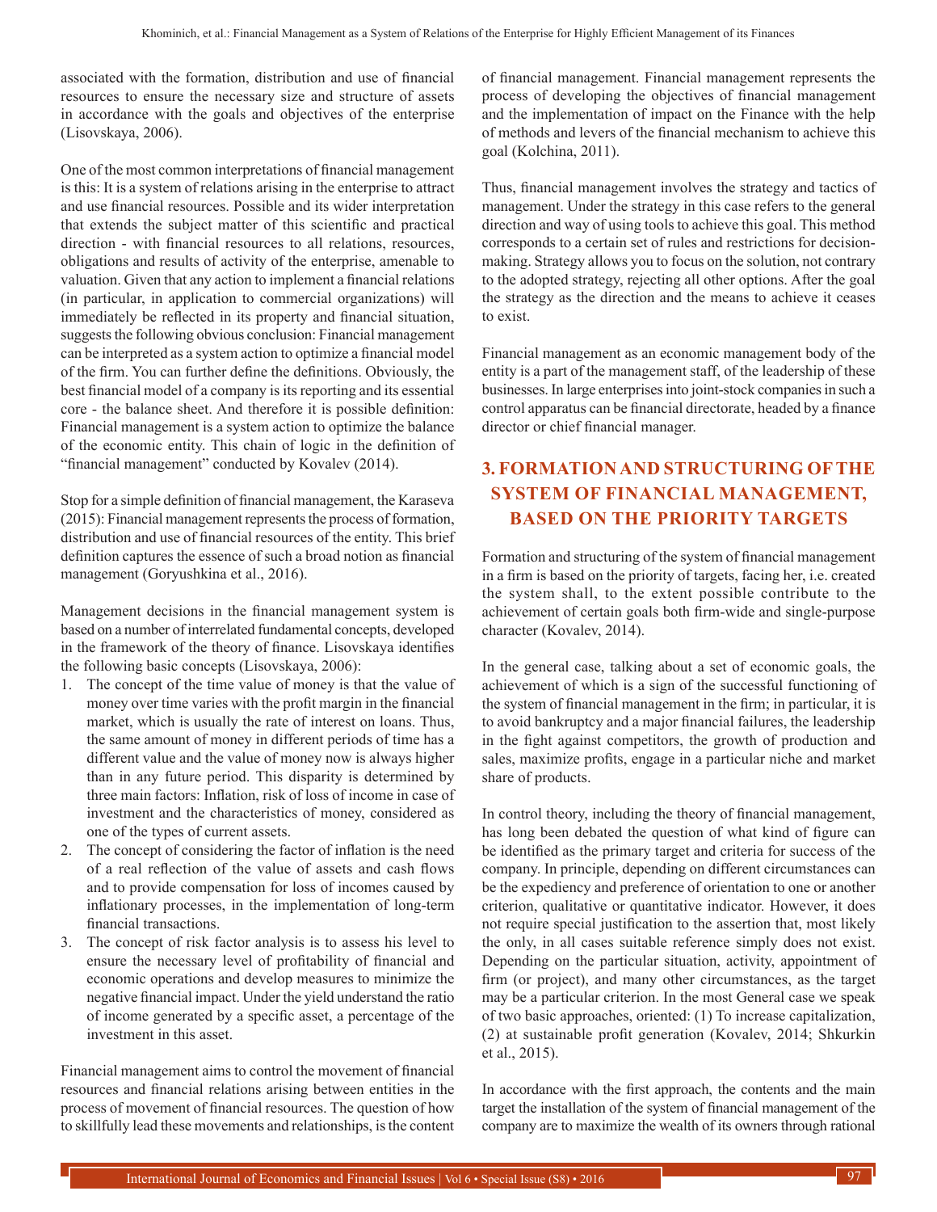associated with the formation, distribution and use of financial resources to ensure the necessary size and structure of assets in accordance with the goals and objectives of the enterprise (Lisovskaya, 2006).

One of the most common interpretations of financial management is this: It is a system of relations arising in the enterprise to attract and use financial resources. Possible and its wider interpretation that extends the subject matter of this scientific and practical direction - with financial resources to all relations, resources, obligations and results of activity of the enterprise, amenable to valuation. Given that any action to implement a financial relations (in particular, in application to commercial organizations) will immediately be reflected in its property and financial situation, suggests the following obvious conclusion: Financial management can be interpreted as a system action to optimize a financial model of the firm. You can further define the definitions. Obviously, the best financial model of a company is its reporting and its essential core - the balance sheet. And therefore it is possible definition: Financial management is a system action to optimize the balance of the economic entity. This chain of logic in the definition of "financial management" conducted by Kovalev (2014).

Stop for a simple definition of financial management, the Karaseva (2015): Financial management represents the process of formation, distribution and use of financial resources of the entity. This brief definition captures the essence of such a broad notion as financial management (Goryushkina et al., 2016).

Management decisions in the financial management system is based on a number of interrelated fundamental concepts, developed in the framework of the theory of finance. Lisovskaya identifies the following basic concepts (Lisovskaya, 2006):

1. The concept of the time value of money is that the value of money over time varies with the profit margin in the financial market, which is usually the rate of interest on loans. Thus, the same amount of money in different periods of time has a different value and the value of money now is always higher than in any future period. This disparity is determined by three main factors: Inflation, risk of loss of income in case of investment and the characteristics of money, considered as one of the types of current assets.
2. The concept of considering the factor of inflation is the need of a real reflection of the value of assets and cash flows and to provide compensation for loss of incomes caused by inflationary processes, in the implementation of long-term financial transactions.
3. The concept of risk factor analysis is to assess his level to ensure the necessary level of profitability of financial and economic operations and develop measures to minimize the negative financial impact. Under the yield understand the ratio of income generated by a specific asset, a percentage of the investment in this asset.

Financial management aims to control the movement of financial resources and financial relations arising between entities in the process of movement of financial resources. The question of how to skillfully lead these movements and relationships, is the content of financial management. Financial management represents the process of developing the objectives of financial management and the implementation of impact on the Finance with the help of methods and levers of the financial mechanism to achieve this goal (Kolchina, 2011).

Thus, financial management involves the strategy and tactics of management. Under the strategy in this case refers to the general direction and way of using tools to achieve this goal. This method corresponds to a certain set of rules and restrictions for decision-making. Strategy allows you to focus on the solution, not contrary to the adopted strategy, rejecting all other options. After the goal the strategy as the direction and the means to achieve it ceases to exist.

Financial management as an economic management body of the entity is a part of the management staff, of the leadership of these businesses. In large enterprises into joint-stock companies in such a control apparatus can be financial directorate, headed by a finance director or chief financial manager.

## 3. FORMATION AND STRUCTURING OF THE SYSTEM OF FINANCIAL MANAGEMENT, BASED ON THE PRIORITY TARGETS

Formation and structuring of the system of financial management in a firm is based on the priority of targets, facing her, i.e. created the system shall, to the extent possible contribute to the achievement of certain goals both firm-wide and single-purpose character (Kovalev, 2014).

In the general case, talking about a set of economic goals, the achievement of which is a sign of the successful functioning of the system of financial management in the firm; in particular, it is to avoid bankruptcy and a major financial failures, the leadership in the fight against competitors, the growth of production and sales, maximize profits, engage in a particular niche and market share of products.

In control theory, including the theory of financial management, has long been debated the question of what kind of figure can be identified as the primary target and criteria for success of the company. In principle, depending on different circumstances can be the expediency and preference of orientation to one or another criterion, qualitative or quantitative indicator. However, it does not require special justification to the assertion that, most likely the only, in all cases suitable reference simply does not exist. Depending on the particular situation, activity, appointment of firm (or project), and many other circumstances, as the target may be a particular criterion. In the most General case we speak of two basic approaches, oriented: (1) To increase capitalization, (2) at sustainable profit generation (Kovalev, 2014; Shkurkin et al., 2015).

In accordance with the first approach, the contents and the main target the installation of the system of financial management of the company are to maximize the wealth of its owners through rational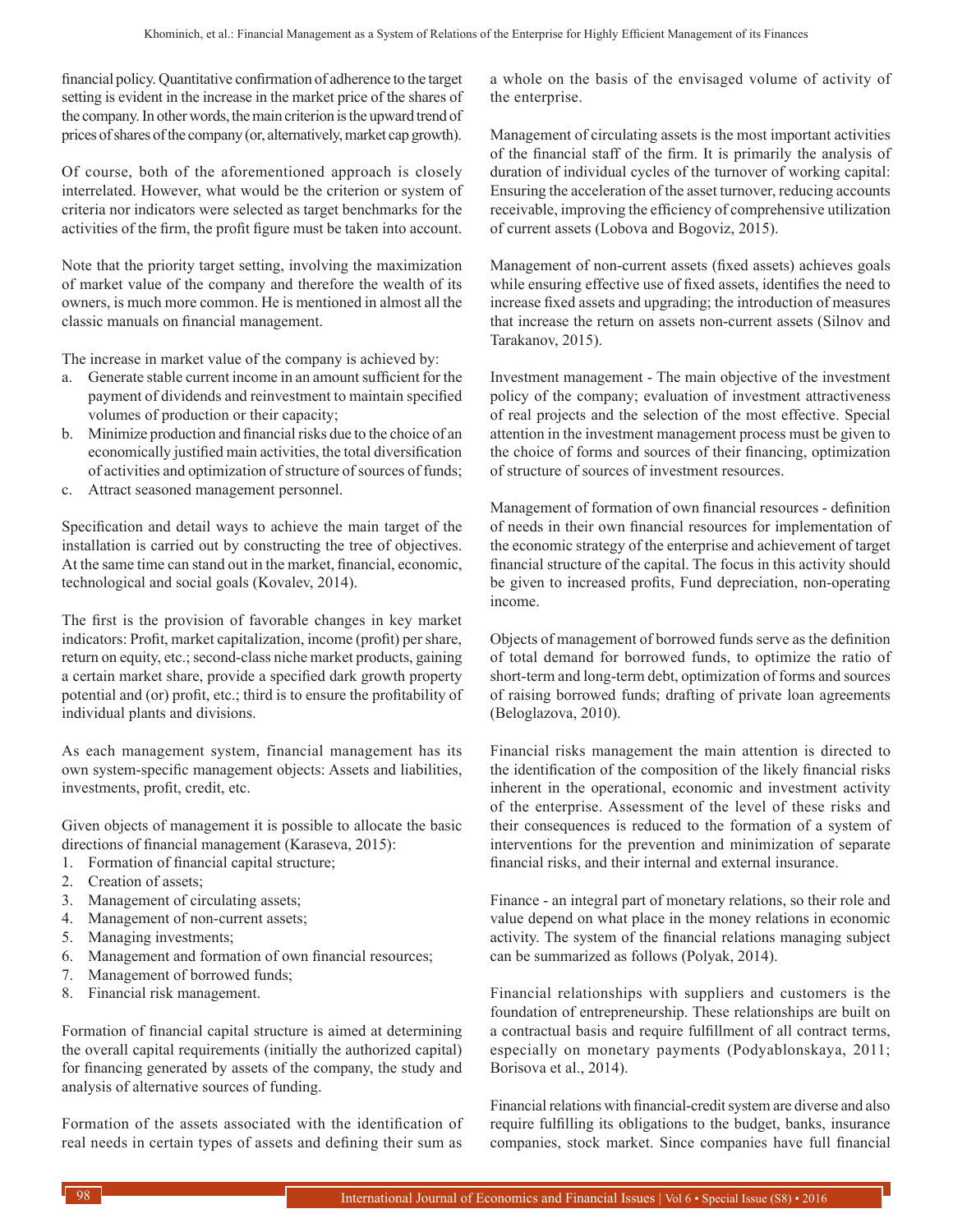financial policy. Quantitative confirmation of adherence to the target setting is evident in the increase in the market price of the shares of the company. In other words, the main criterion is the upward trend of prices of shares of the company (or, alternatively, market cap growth).

Of course, both of the aforementioned approach is closely interrelated. However, what would be the criterion or system of criteria nor indicators were selected as target benchmarks for the activities of the firm, the profit figure must be taken into account.

Note that the priority target setting, involving the maximization of market value of the company and therefore the wealth of its owners, is much more common. He is mentioned in almost all the classic manuals on financial management.

The increase in market value of the company is achieved by:

a. Generate stable current income in an amount sufficient for the payment of dividends and reinvestment to maintain specified volumes of production or their capacity;
b. Minimize production and financial risks due to the choice of an economically justified main activities, the total diversification of activities and optimization of structure of sources of funds;
c. Attract seasoned management personnel.

Specification and detail ways to achieve the main target of the installation is carried out by constructing the tree of objectives. At the same time can stand out in the market, financial, economic, technological and social goals (Kovalev, 2014).

The first is the provision of favorable changes in key market indicators: Profit, market capitalization, income (profit) per share, return on equity, etc.; second-class niche market products, gaining a certain market share, provide a specified dark growth property potential and (or) profit, etc.; third is to ensure the profitability of individual plants and divisions.

As each management system, financial management has its own system-specific management objects: Assets and liabilities, investments, profit, credit, etc.

Given objects of management it is possible to allocate the basic directions of financial management (Karaseva, 2015):

1. Formation of financial capital structure;
2. Creation of assets;
3. Management of circulating assets;
4. Management of non-current assets;
5. Managing investments;
6. Management and formation of own financial resources;
7. Management of borrowed funds;
8. Financial risk management.

Formation of financial capital structure is aimed at determining the overall capital requirements (initially the authorized capital) for financing generated by assets of the company, the study and analysis of alternative sources of funding.

Formation of the assets associated with the identification of real needs in certain types of assets and defining their sum as a whole on the basis of the envisaged volume of activity of the enterprise.

Management of circulating assets is the most important activities of the financial staff of the firm. It is primarily the analysis of duration of individual cycles of the turnover of working capital: Ensuring the acceleration of the asset turnover, reducing accounts receivable, improving the efficiency of comprehensive utilization of current assets (Lobova and Bogoviz, 2015).

Management of non-current assets (fixed assets) achieves goals while ensuring effective use of fixed assets, identifies the need to increase fixed assets and upgrading; the introduction of measures that increase the return on assets non-current assets (Silnov and Tarakanov, 2015).

Investment management - The main objective of the investment policy of the company; evaluation of investment attractiveness of real projects and the selection of the most effective. Special attention in the investment management process must be given to the choice of forms and sources of their financing, optimization of structure of sources of investment resources.

Management of formation of own financial resources - definition of needs in their own financial resources for implementation of the economic strategy of the enterprise and achievement of target financial structure of the capital. The focus in this activity should be given to increased profits, Fund depreciation, non-operating income.

Objects of management of borrowed funds serve as the definition of total demand for borrowed funds, to optimize the ratio of short-term and long-term debt, optimization of forms and sources of raising borrowed funds; drafting of private loan agreements (Beloglazova, 2010).

Financial risks management the main attention is directed to the identification of the composition of the likely financial risks inherent in the operational, economic and investment activity of the enterprise. Assessment of the level of these risks and their consequences is reduced to the formation of a system of interventions for the prevention and minimization of separate financial risks, and their internal and external insurance.

Finance - an integral part of monetary relations, so their role and value depend on what place in the money relations in economic activity. The system of the financial relations managing subject can be summarized as follows (Polyak, 2014).

Financial relationships with suppliers and customers is the foundation of entrepreneurship. These relationships are built on a contractual basis and require fulfillment of all contract terms, especially on monetary payments (Podyablonskaya, 2011; Borisova et al., 2014).

Financial relations with financial-credit system are diverse and also require fulfilling its obligations to the budget, banks, insurance companies, stock market. Since companies have full financial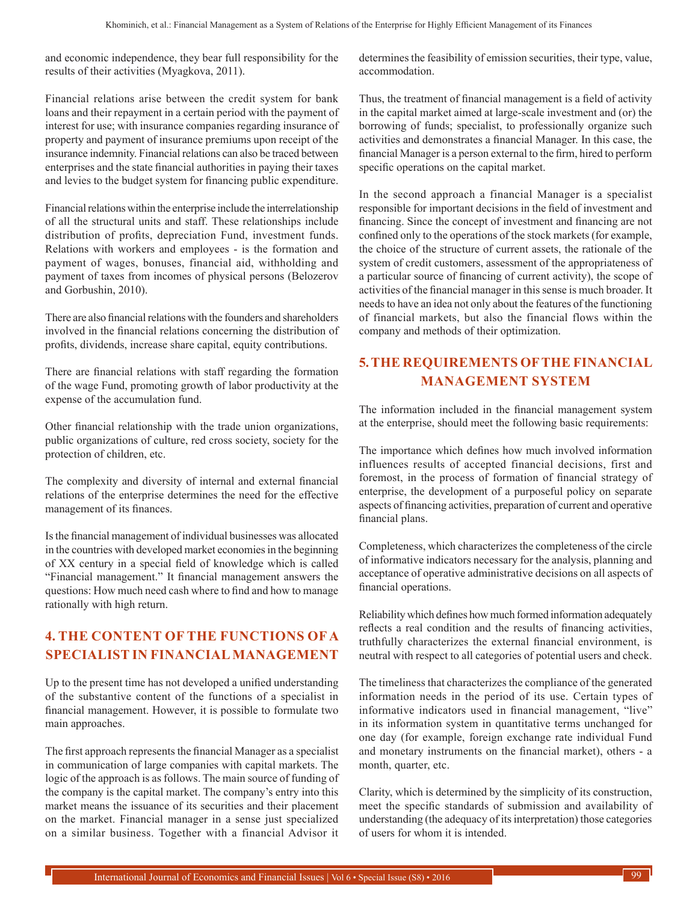and economic independence, they bear full responsibility for the results of their activities (Myagkova, 2011).

Financial relations arise between the credit system for bank loans and their repayment in a certain period with the payment of interest for use; with insurance companies regarding insurance of property and payment of insurance premiums upon receipt of the insurance indemnity. Financial relations can also be traced between enterprises and the state financial authorities in paying their taxes and levies to the budget system for financing public expenditure.

Financial relations within the enterprise include the interrelationship of all the structural units and staff. These relationships include distribution of profits, depreciation Fund, investment funds. Relations with workers and employees - is the formation and payment of wages, bonuses, financial aid, withholding and payment of taxes from incomes of physical persons (Belozerov and Gorbushin, 2010).

There are also financial relations with the founders and shareholders involved in the financial relations concerning the distribution of profits, dividends, increase share capital, equity contributions.

There are financial relations with staff regarding the formation of the wage Fund, promoting growth of labor productivity at the expense of the accumulation fund.

Other financial relationship with the trade union organizations, public organizations of culture, red cross society, society for the protection of children, etc.

The complexity and diversity of internal and external financial relations of the enterprise determines the need for the effective management of its finances.

Is the financial management of individual businesses was allocated in the countries with developed market economies in the beginning of XX century in a special field of knowledge which is called "Financial management." It financial management answers the questions: How much need cash where to find and how to manage rationally with high return.

## 4. THE CONTENT OF THE FUNCTIONS OF A SPECIALIST IN FINANCIAL MANAGEMENT

Up to the present time has not developed a unified understanding of the substantive content of the functions of a specialist in financial management. However, it is possible to formulate two main approaches.

The first approach represents the financial Manager as a specialist in communication of large companies with capital markets. The logic of the approach is as follows. The main source of funding of the company is the capital market. The company's entry into this market means the issuance of its securities and their placement on the market. Financial manager in a sense just specialized on a similar business. Together with a financial Advisor it determines the feasibility of emission securities, their type, value, accommodation.

Thus, the treatment of financial management is a field of activity in the capital market aimed at large-scale investment and (or) the borrowing of funds; specialist, to professionally organize such activities and demonstrates a financial Manager. In this case, the financial Manager is a person external to the firm, hired to perform specific operations on the capital market.

In the second approach a financial Manager is a specialist responsible for important decisions in the field of investment and financing. Since the concept of investment and financing are not confined only to the operations of the stock markets (for example, the choice of the structure of current assets, the rationale of the system of credit customers, assessment of the appropriateness of a particular source of financing of current activity), the scope of activities of the financial manager in this sense is much broader. It needs to have an idea not only about the features of the functioning of financial markets, but also the financial flows within the company and methods of their optimization.

## 5. THE REQUIREMENTS OF THE FINANCIAL MANAGEMENT SYSTEM

The information included in the financial management system at the enterprise, should meet the following basic requirements:

The importance which defines how much involved information influences results of accepted financial decisions, first and foremost, in the process of formation of financial strategy of enterprise, the development of a purposeful policy on separate aspects of financing activities, preparation of current and operative financial plans.

Completeness, which characterizes the completeness of the circle of informative indicators necessary for the analysis, planning and acceptance of operative administrative decisions on all aspects of financial operations.

Reliability which defines how much formed information adequately reflects a real condition and the results of financing activities, truthfully characterizes the external financial environment, is neutral with respect to all categories of potential users and check.

The timeliness that characterizes the compliance of the generated information needs in the period of its use. Certain types of informative indicators used in financial management, "live" in its information system in quantitative terms unchanged for one day (for example, foreign exchange rate individual Fund and monetary instruments on the financial market), others - a month, quarter, etc.

Clarity, which is determined by the simplicity of its construction, meet the specific standards of submission and availability of understanding (the adequacy of its interpretation) those categories of users for whom it is intended.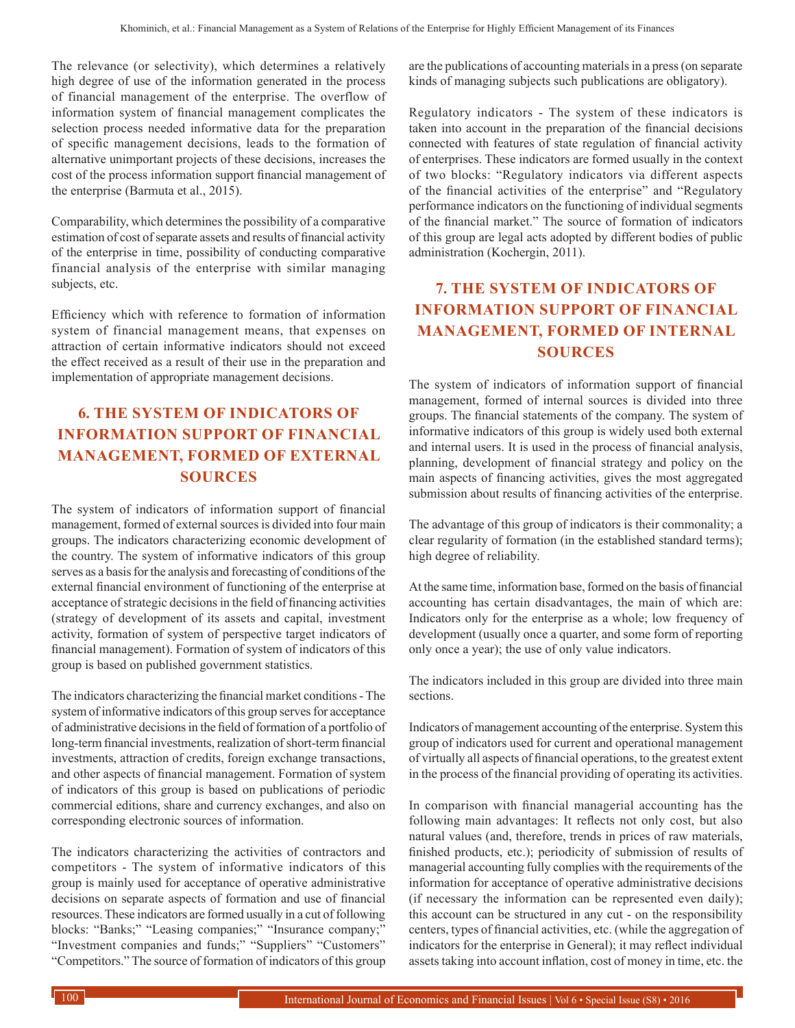The relevance (or selectivity), which determines a relatively high degree of use of the information generated in the process of financial management of the enterprise. The overflow of information system of financial management complicates the selection process needed informative data for the preparation of specific management decisions, leads to the formation of alternative unimportant projects of these decisions, increases the cost of the process information support financial management of the enterprise (Barmuta et al., 2015).

Comparability, which determines the possibility of a comparative estimation of cost of separate assets and results of financial activity of the enterprise in time, possibility of conducting comparative financial analysis of the enterprise with similar managing subjects, etc.

Efficiency which with reference to formation of information system of financial management means, that expenses on attraction of certain informative indicators should not exceed the effect received as a result of their use in the preparation and implementation of appropriate management decisions.

## 6. THE SYSTEM OF INDICATORS OF INFORMATION SUPPORT OF FINANCIAL MANAGEMENT, FORMED OF EXTERNAL SOURCES

The system of indicators of information support of financial management, formed of external sources is divided into four main groups. The indicators characterizing economic development of the country. The system of informative indicators of this group serves as a basis for the analysis and forecasting of conditions of the external financial environment of functioning of the enterprise at acceptance of strategic decisions in the field of financing activities (strategy of development of its assets and capital, investment activity, formation of system of perspective target indicators of financial management). Formation of system of indicators of this group is based on published government statistics.

The indicators characterizing the financial market conditions - The system of informative indicators of this group serves for acceptance of administrative decisions in the field of formation of a portfolio of long-term financial investments, realization of short-term financial investments, attraction of credits, foreign exchange transactions, and other aspects of financial management. Formation of system of indicators of this group is based on publications of periodic commercial editions, share and currency exchanges, and also on corresponding electronic sources of information.

The indicators characterizing the activities of contractors and competitors - The system of informative indicators of this group is mainly used for acceptance of operative administrative decisions on separate aspects of formation and use of financial resources. These indicators are formed usually in a cut of following blocks: "Banks;" "Leasing companies;" "Insurance company;" "Investment companies and funds;" "Suppliers" "Customers" "Competitors." The source of formation of indicators of this group are the publications of accounting materials in a press (on separate kinds of managing subjects such publications are obligatory).

Regulatory indicators - The system of these indicators is taken into account in the preparation of the financial decisions connected with features of state regulation of financial activity of enterprises. These indicators are formed usually in the context of two blocks: "Regulatory indicators via different aspects of the financial activities of the enterprise" and "Regulatory performance indicators on the functioning of individual segments of the financial market." The source of formation of indicators of this group are legal acts adopted by different bodies of public administration (Kochergin, 2011).

## 7. THE SYSTEM OF INDICATORS OF INFORMATION SUPPORT OF FINANCIAL MANAGEMENT, FORMED OF INTERNAL SOURCES

The system of indicators of information support of financial management, formed of internal sources is divided into three groups. The financial statements of the company. The system of informative indicators of this group is widely used both external and internal users. It is used in the process of financial analysis, planning, development of financial strategy and policy on the main aspects of financing activities, gives the most aggregated submission about results of financing activities of the enterprise.

The advantage of this group of indicators is their commonality; a clear regularity of formation (in the established standard terms); high degree of reliability.

At the same time, information base, formed on the basis of financial accounting has certain disadvantages, the main of which are: Indicators only for the enterprise as a whole; low frequency of development (usually once a quarter, and some form of reporting only once a year); the use of only value indicators.

The indicators included in this group are divided into three main sections.

Indicators of management accounting of the enterprise. System this group of indicators used for current and operational management of virtually all aspects of financial operations, to the greatest extent in the process of the financial providing of operating its activities.

In comparison with financial managerial accounting has the following main advantages: It reflects not only cost, but also natural values (and, therefore, trends in prices of raw materials, finished products, etc.); periodicity of submission of results of managerial accounting fully complies with the requirements of the information for acceptance of operative administrative decisions (if necessary the information can be represented even daily); this account can be structured in any cut - on the responsibility centers, types of financial activities, etc. (while the aggregation of indicators for the enterprise in General); it may reflect individual assets taking into account inflation, cost of money in time, etc. the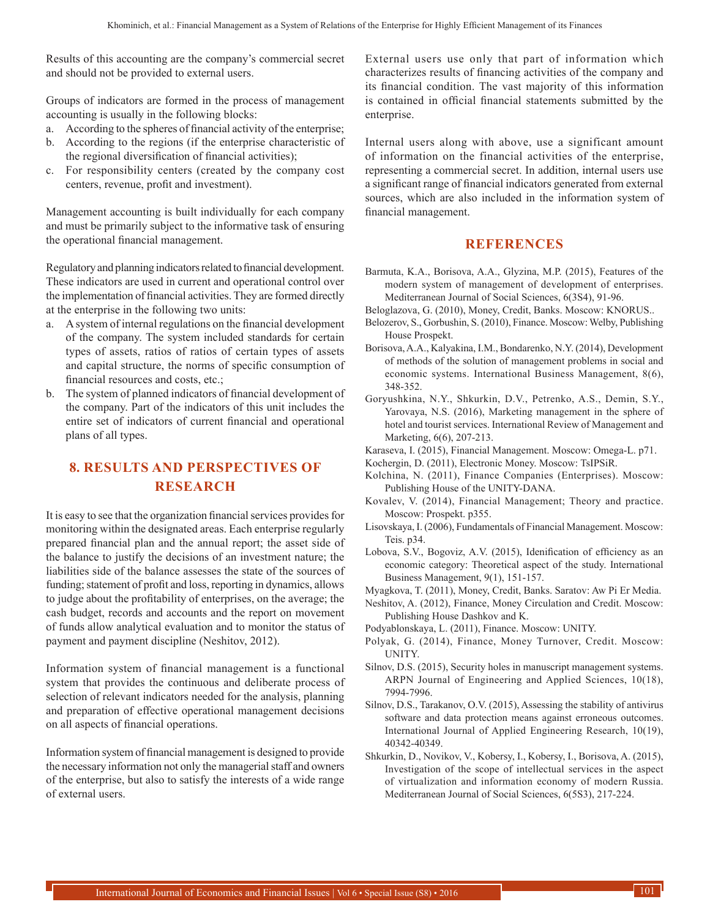Results of this accounting are the company's commercial secret and should not be provided to external users.

Groups of indicators are formed in the process of management accounting is usually in the following blocks:

a. According to the spheres of financial activity of the enterprise;
b. According to the regions (if the enterprise characteristic of the regional diversification of financial activities);
c. For responsibility centers (created by the company cost centers, revenue, profit and investment).

Management accounting is built individually for each company and must be primarily subject to the informative task of ensuring the operational financial management.

Regulatory and planning indicators related to financial development. These indicators are used in current and operational control over the implementation of financial activities. They are formed directly at the enterprise in the following two units:

a. A system of internal regulations on the financial development of the company. The system included standards for certain types of assets, ratios of ratios of certain types of assets and capital structure, the norms of specific consumption of financial resources and costs, etc.;
b. The system of planned indicators of financial development of the company. Part of the indicators of this unit includes the entire set of indicators of current financial and operational plans of all types.

## 8. RESULTS AND PERSPECTIVES OF RESEARCH

It is easy to see that the organization financial services provides for monitoring within the designated areas. Each enterprise regularly prepared financial plan and the annual report; the asset side of the balance to justify the decisions of an investment nature; the liabilities side of the balance assesses the state of the sources of funding; statement of profit and loss, reporting in dynamics, allows to judge about the profitability of enterprises, on the average; the cash budget, records and accounts and the report on movement of funds allow analytical evaluation and to monitor the status of payment and payment discipline (Neshitov, 2012).

Information system of financial management is a functional system that provides the continuous and deliberate process of selection of relevant indicators needed for the analysis, planning and preparation of effective operational management decisions on all aspects of financial operations.

Information system of financial management is designed to provide the necessary information not only the managerial staff and owners of the enterprise, but also to satisfy the interests of a wide range of external users.

External users use only that part of information which characterizes results of financing activities of the company and its financial condition. The vast majority of this information is contained in official financial statements submitted by the enterprise.

Internal users along with above, use a significant amount of information on the financial activities of the enterprise, representing a commercial secret. In addition, internal users use a significant range of financial indicators generated from external sources, which are also included in the information system of financial management.

## REFERENCES

Barmuta, K.A., Borisova, A.A., Glyzina, M.P. (2015), Features of the modern system of management of development of enterprises. Mediterranean Journal of Social Sciences, 6(3S4), 91-96.

Beloglazova, G. (2010), Money, Credit, Banks. Moscow: KNORUS..

Belozerov, S., Gorbushin, S. (2010), Finance. Moscow: Welby, Publishing House Prospekt.

Borisova, A.A., Kalyakina, I.M., Bondarenko, N.Y. (2014), Development of methods of the solution of management problems in social and economic systems. International Business Management, 8(6), 348-352.

Goryushkina, N.Y., Shkurkin, D.V., Petrenko, A.S., Demin, S.Y., Yarovaya, N.S. (2016), Marketing management in the sphere of hotel and tourist services. International Review of Management and Marketing, 6(6), 207-213.

Karaseva, I. (2015), Financial Management. Moscow: Omega-L. p71.

Kochergin, D. (2011), Electronic Money. Moscow: TsIPSiR.

Kolchina, N. (2011), Finance Companies (Enterprises). Moscow: Publishing House of the UNITY-DANA.

Kovalev, V. (2014), Financial Management; Theory and practice. Moscow: Prospekt. p355.

Lisovskaya, I. (2006), Fundamentals of Financial Management. Moscow: Teis. p34.

Lobova, S.V., Bogoviz, A.V. (2015), Idenification of efficiency as an economic category: Theoretical aspect of the study. International Business Management, 9(1), 151-157.

Myagkova, T. (2011), Money, Credit, Banks. Saratov: Aw Pi Er Media.

Neshitov, A. (2012), Finance, Money Circulation and Credit. Moscow: Publishing House Dashkov and K.

Podyablonskaya, L. (2011), Finance. Moscow: UNITY.

Polyak, G. (2014), Finance, Money Turnover, Credit. Moscow: UNITY.

Silnov, D.S. (2015), Security holes in manuscript management systems. ARPN Journal of Engineering and Applied Sciences, 10(18), 7994-7996.

Silnov, D.S., Tarakanov, O.V. (2015), Assessing the stability of antivirus software and data protection means against erroneous outcomes. International Journal of Applied Engineering Research, 10(19), 40342-40349.

Shkurkin, D., Novikov, V., Kobersy, I., Kobersy, I., Borisova, A. (2015), Investigation of the scope of intellectual services in the aspect of virtualization and information economy of modern Russia. Mediterranean Journal of Social Sciences, 6(5S3), 217-224.